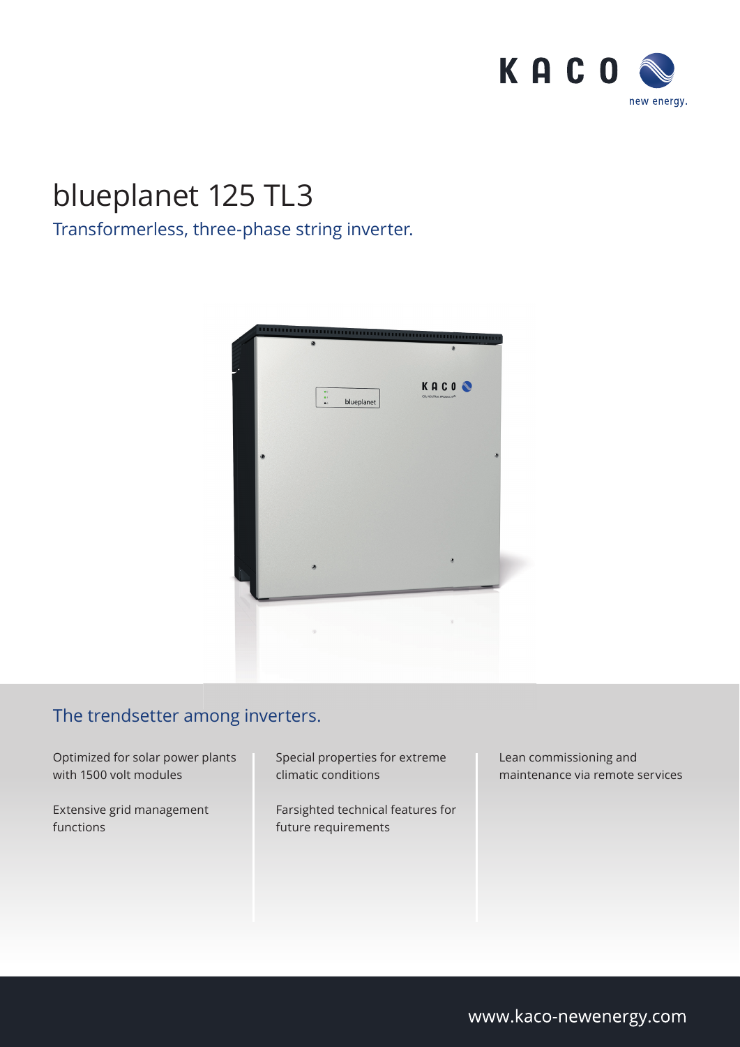KACO new energy.

# blueplanet 125 TL3

## Transformerless, three-phase string inverter.

## The trendsetter among inverters.

Optimized for solar power plants with 1500 volt modules

Extensive grid management functions

Special properties for extreme climatic conditions

Farsighted technical features for future requirements

Lean commissioning and maintenance via remote services

www.kaco-newenergy.com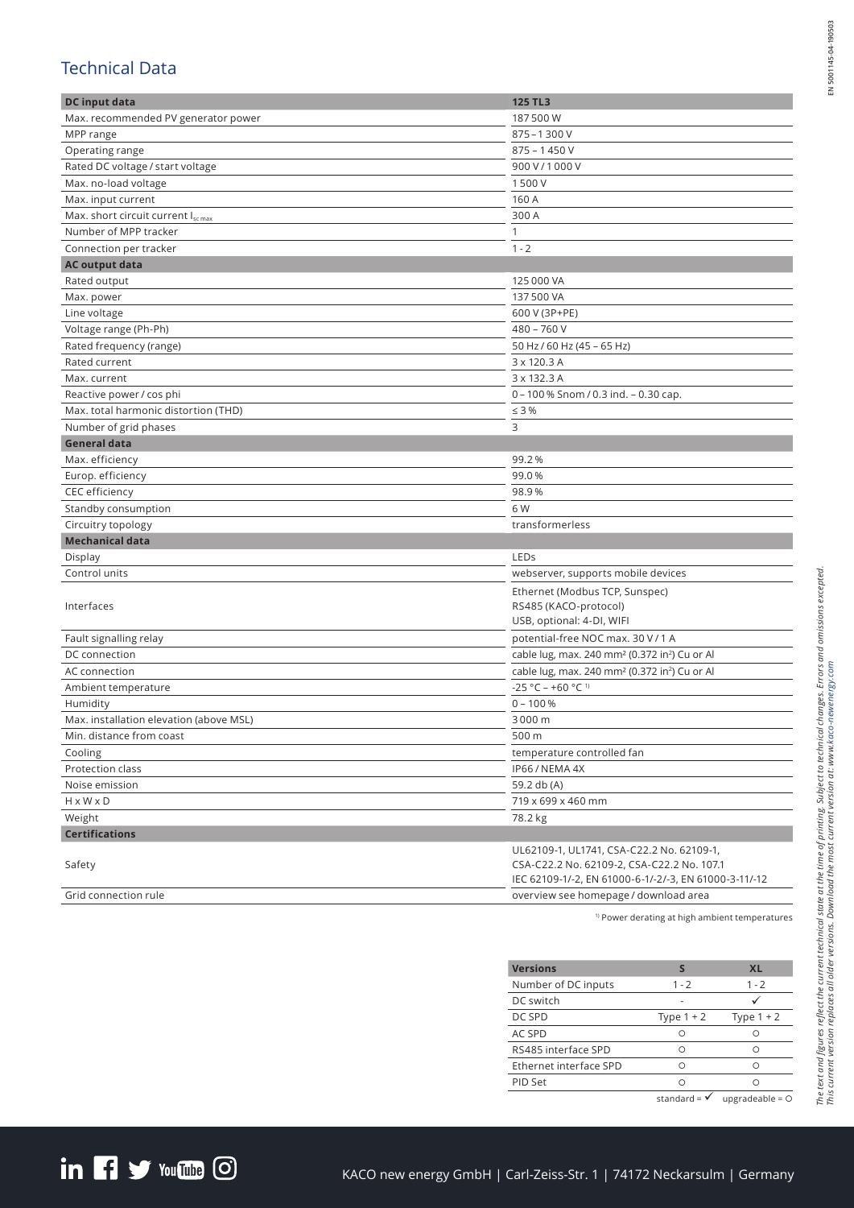# Technical Data

| DC input data | 125 TL3 |
|---|---|
| Max. recommended PV generator power | 187 500 W |
| MPP range | 875 – 1 300 V |
| Operating range | 875 – 1 450 V |
| Rated DC voltage / start voltage | 900 V / 1 000 V |
| Max. no-load voltage | 1 500 V |
| Max. input current | 160 A |
| Max. short circuit current $I_{sc\ max}$ | 300 A |
| Number of MPP tracker | 1 |
| Connection per tracker | 1 - 2 |
| **AC output data** | |
| Rated output | 125 000 VA |
| Max. power | 137 500 VA |
| Line voltage | 600 V (3P+PE) |
| Voltage range (Ph-Ph) | 480 – 760 V |
| Rated frequency (range) | 50 Hz / 60 Hz (45 – 65 Hz) |
| Rated current | 3 x 120.3 A |
| Max. current | 3 x 132.3 A |
| Reactive power / cos phi | 0 – 100 % Snom / 0.3 ind. – 0.30 cap. |
| Max. total harmonic distortion (THD) | ≤ 3 % |
| Number of grid phases | 3 |
| **General data** | |
| Max. efficiency | 99.2 % |
| Europ. efficiency | 99.0 % |
| CEC efficiency | 98.9 % |
| Standby consumption | 6 W |
| Circuitry topology | transformerless |
| **Mechanical data** | |
| Display | LEDs |
| Control units | webserver, supports mobile devices |
| Interfaces | Ethernet (Modbus TCP, Sunspec)<br>RS485 (KACO-protocol)<br>USB, optional: 4-DI, WIFI |
| Fault signalling relay | potential-free NOC max. 30 V / 1 A |
| DC connection | cable lug, max. 240 mm² (0.372 in²) Cu or Al |
| AC connection | cable lug, max. 240 mm² (0.372 in²) Cu or Al |
| Ambient temperature | -25 °C – +60 °C [1] |
| Humidity | 0 – 100 % |
| Max. installation elevation (above MSL) | 3 000 m |
| Min. distance from coast | 500 m |
| Cooling | temperature controlled fan |
| Protection class | IP66 / NEMA 4X |
| Noise emission | 59.2 db (A) |
| H x W x D | 719 x 699 x 460 mm |
| Weight | 78.2 kg |
| **Certifications** | |
| Safety | UL62109-1, UL1741, CSA-C22.2 No. 62109-1,<br>CSA-C22.2 No. 62109-2, CSA-C22.2 No. 107.1<br>IEC 62109-1/-2, EN 61000-6-1/-2/-3, EN 61000-3-11/-12 |
| Grid connection rule | overview see homepage / download area |

[1] Power derating at high ambient temperatures

| Versions | S | XL |
|---|---|---|
| Number of DC inputs | 1 - 2 | 1 - 2 |
| DC switch | - | ✓ |
| DC SPD | Type 1 + 2 | Type 1 + 2 |
| AC SPD | ○ | ○ |
| RS485 interface SPD | ○ | ○ |
| Ethernet interface SPD | ○ | ○ |
| PID Set | ○ | ○ |

standard = ✓ upgradeable = ○

*The text and figures reflect the current technical state at the time of printing. Subject to technical changes. Errors and omissions excepted. This current version replaces all older versions. Download the most current version at: www.kaco-newenergy.com*

EN 5001145-04-190503

KACO new energy GmbH | Carl-Zeiss-Str. 1 | 74172 Neckarsulm | Germany